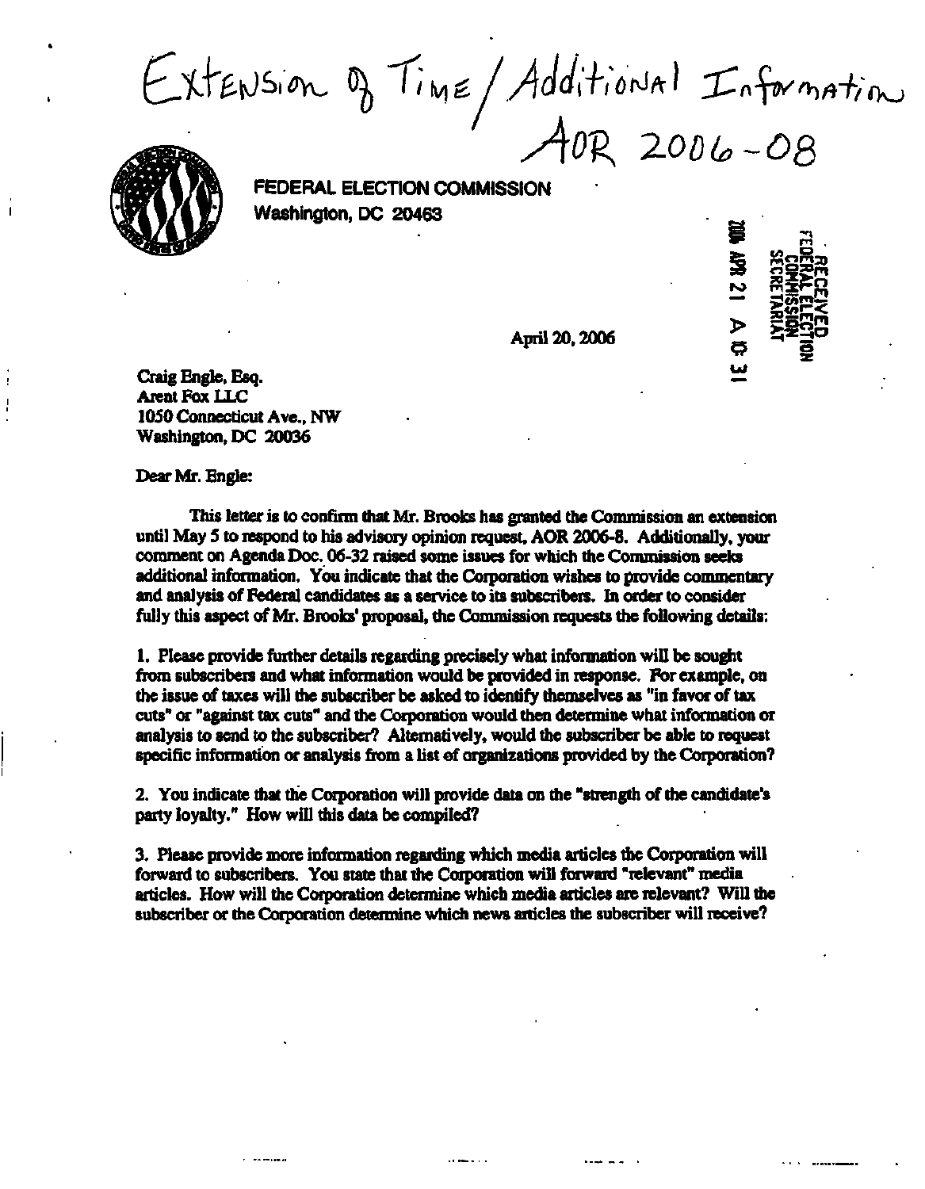Extension of Time / Additional Information
AOR 2006-08

**FEDERAL ELECTION COMMISSION**
Washington, DC 20463

RECEIVED
FEDERAL ELECTION
COMMISSION
SECRETARIAT
2006 APR 21 A 10: 31

April 20, 2006

Craig Engle, Esq.
Arent Fox LLC
1050 Connecticut Ave., NW
Washington, DC 20036

Dear Mr. Engle:

This letter is to confirm that Mr. Brooks has granted the Commission an extension until May 5 to respond to his advisory opinion request, AOR 2006-8. Additionally, your comment on Agenda Doc. 06-32 raised some issues for which the Commission seeks additional information. You indicate that the Corporation wishes to provide commentary and analysis of Federal candidates as a service to its subscribers. In order to consider fully this aspect of Mr. Brooks' proposal, the Commission requests the following details:

1. Please provide further details regarding precisely what information will be sought from subscribers and what information would be provided in response. For example, on the issue of taxes will the subscriber be asked to identify themselves as "in favor of tax cuts" or "against tax cuts" and the Corporation would then determine what information or analysis to send to the subscriber? Alternatively, would the subscriber be able to request specific information or analysis from a list of organizations provided by the Corporation?

2. You indicate that the Corporation will provide data on the "strength of the candidate's party loyalty." How will this data be compiled?

3. Please provide more information regarding which media articles the Corporation will forward to subscribers. You state that the Corporation will forward "relevant" media articles. How will the Corporation determine which media articles are relevant? Will the subscriber or the Corporation determine which news articles the subscriber will receive?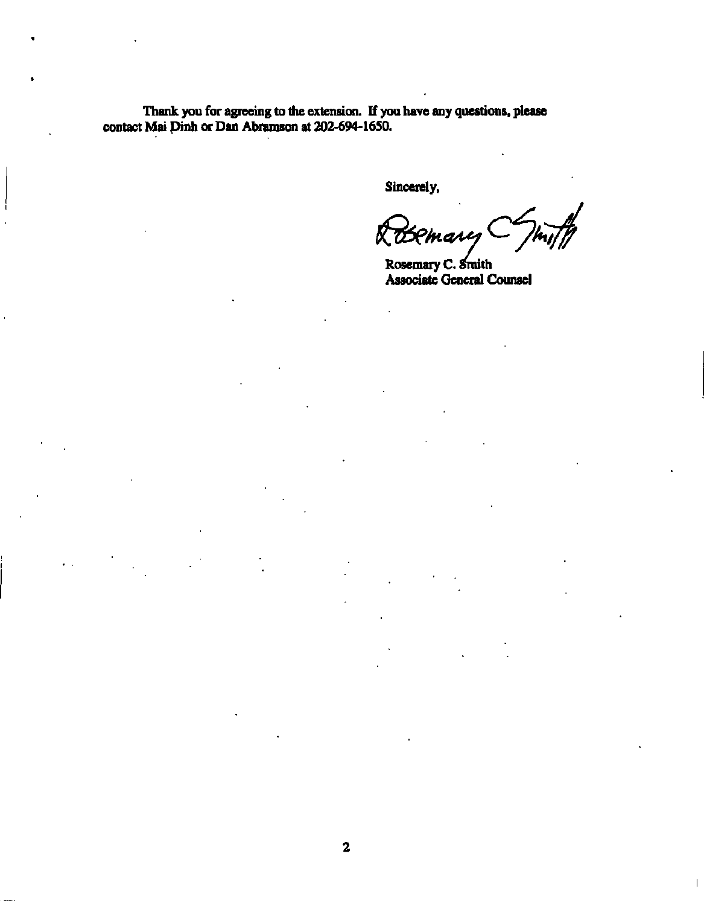Thank you for agreeing to the extension. If you have any questions, please contact Mai Dinh or Dan Abramson at 202-694-1650.

Sincerely,

Rosemary C. Smith
Associate General Counsel